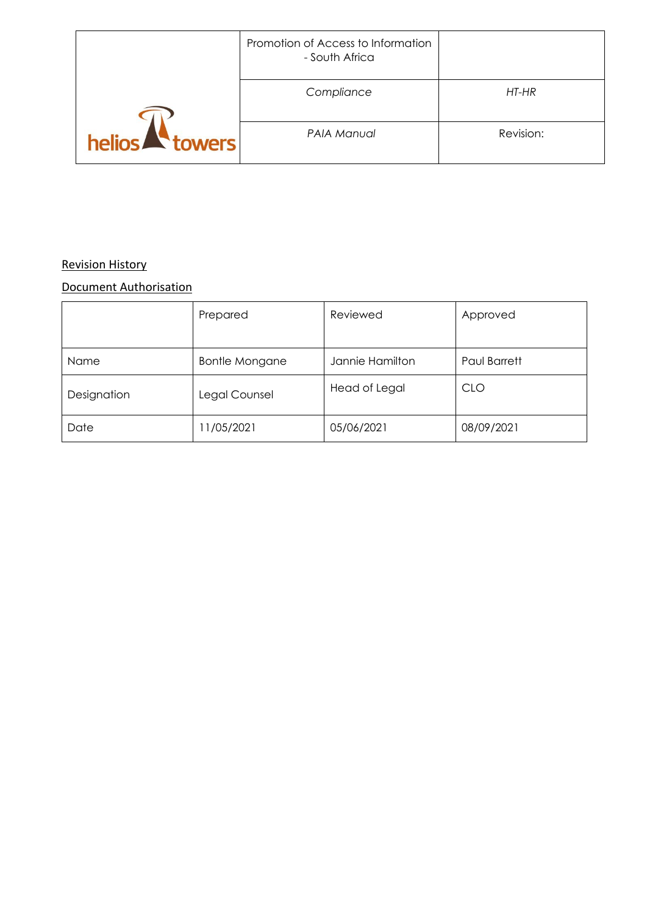| helios towers | Promotion of Access to Information - South Africa | |
|---|---|---|
| | *Compliance* | *HT-HR* |
| | *PAIA Manual* | Revision: |

Revision History

Document Authorisation

| | Prepared | Reviewed | Approved |
|---|---|---|---|
| Name | Bontle Mongane | Jannie Hamilton | Paul Barrett |
| Designation | Legal Counsel | Head of Legal | CLO |
| Date | 11/05/2021 | 05/06/2021 | 08/09/2021 |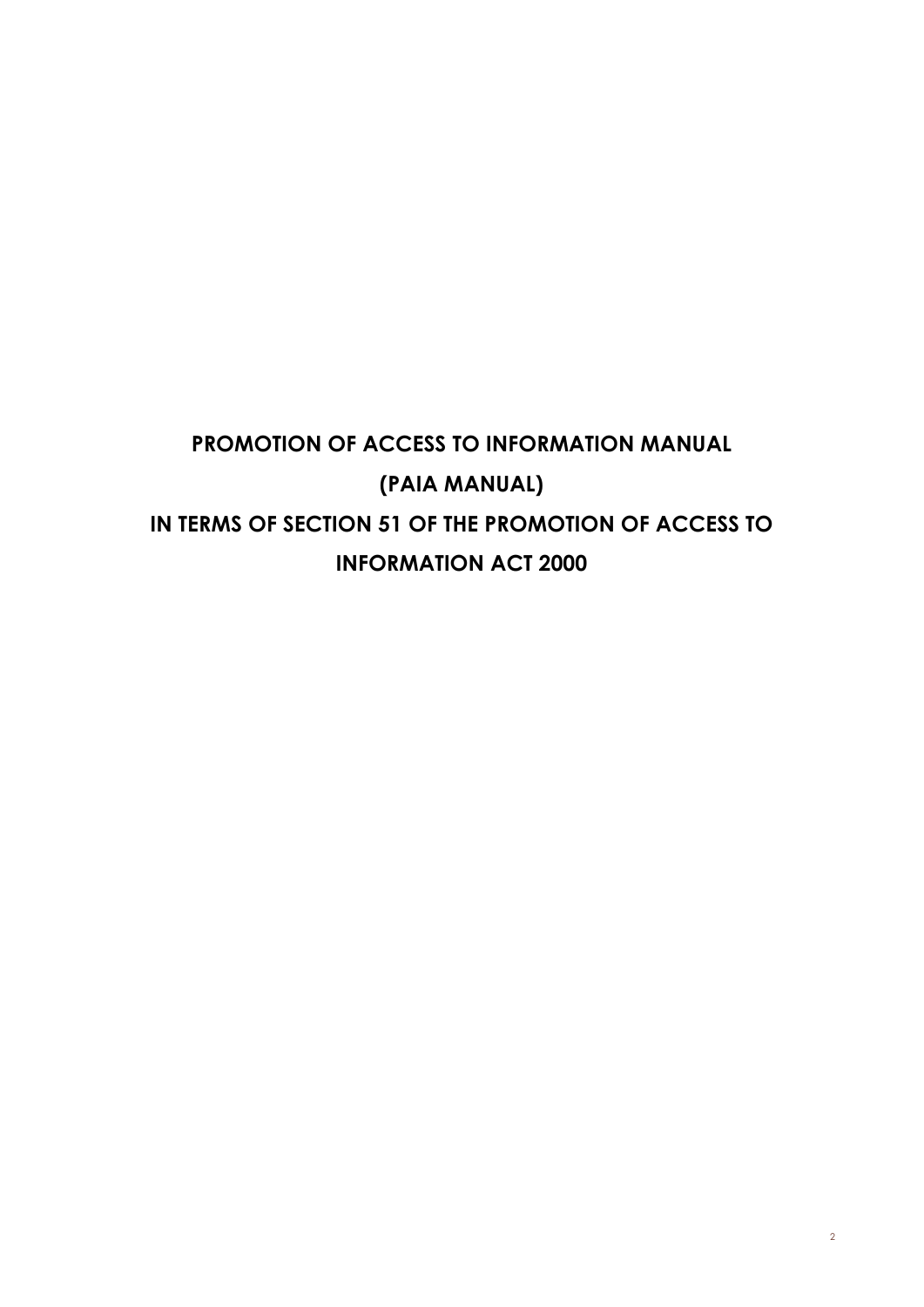# PROMOTION OF ACCESS TO INFORMATION MANUAL

# (PAIA MANUAL)

# IN TERMS OF SECTION 51 OF THE PROMOTION OF ACCESS TO INFORMATION ACT 2000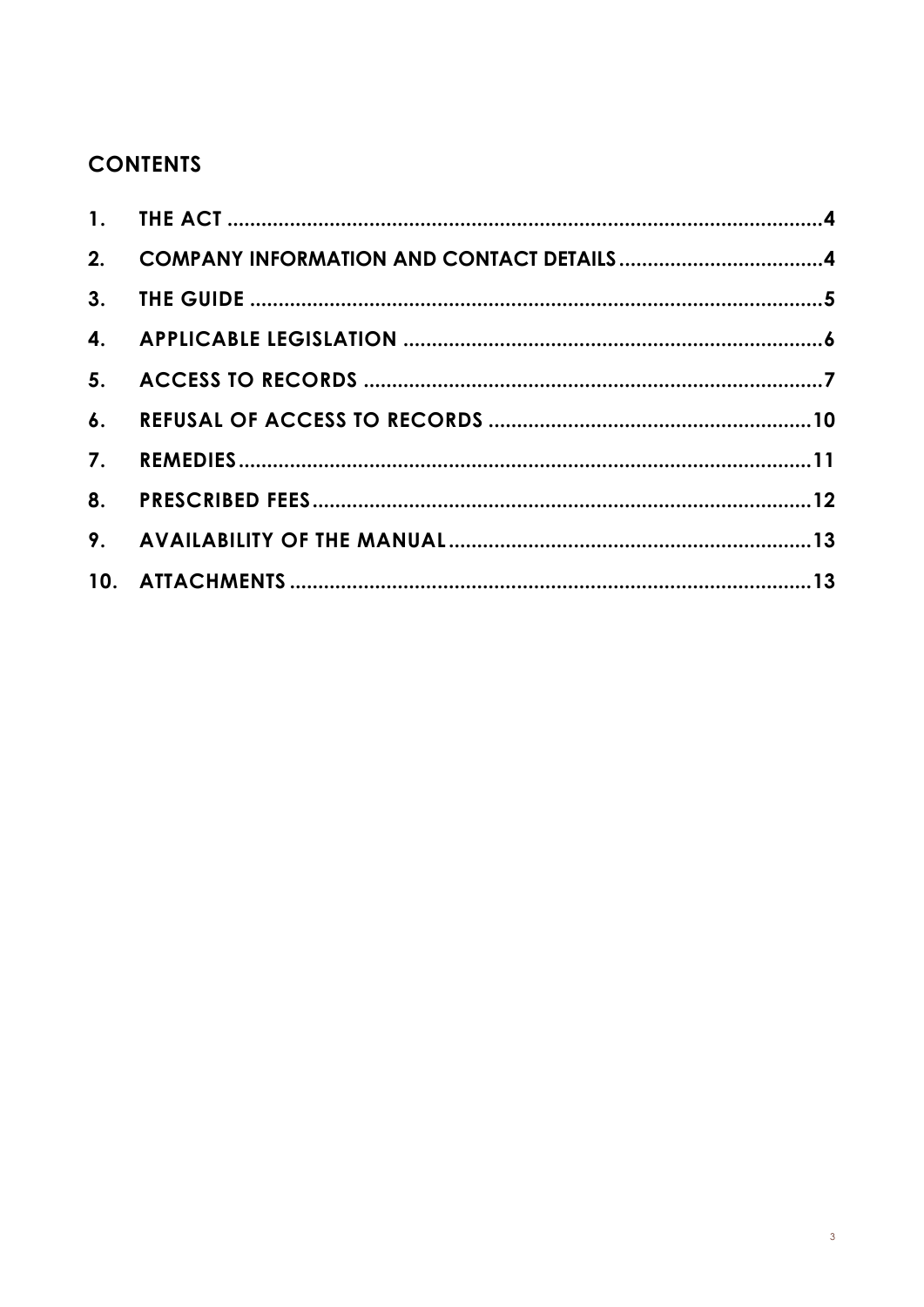## CONTENTS

1. THE ACT .......................................................................................................4
2. COMPANY INFORMATION AND CONTACT DETAILS ....................................4
3. THE GUIDE ....................................................................................................5
4. APPLICABLE LEGISLATION ..........................................................................6
5. ACCESS TO RECORDS .................................................................................7
6. REFUSAL OF ACCESS TO RECORDS .........................................................10
7. REMEDIES.....................................................................................................11
8. PRESCRIBED FEES.......................................................................................12
9. AVAILABILITY OF THE MANUAL ................................................................13
10. ATTACHMENTS ............................................................................................13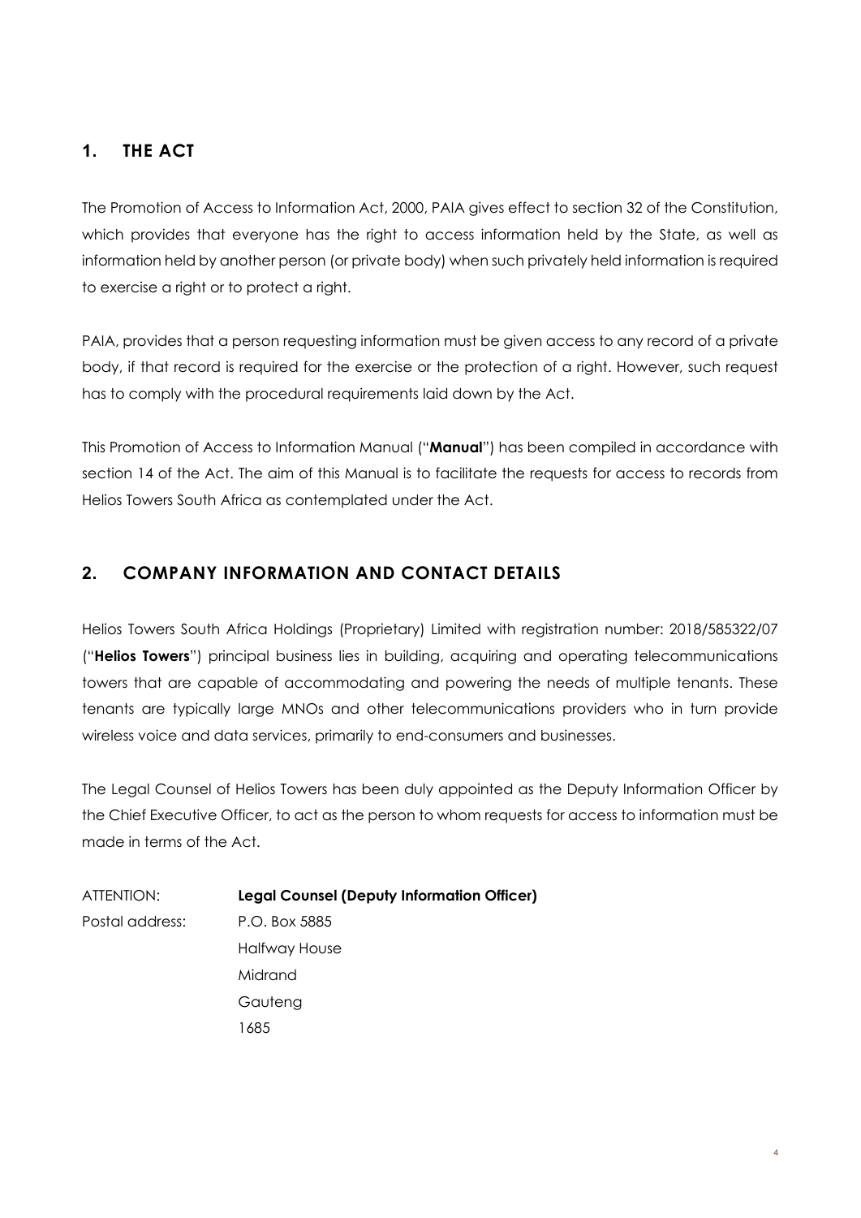## 1. THE ACT

The Promotion of Access to Information Act, 2000, PAIA gives effect to section 32 of the Constitution, which provides that everyone has the right to access information held by the State, as well as information held by another person (or private body) when such privately held information is required to exercise a right or to protect a right.

PAIA, provides that a person requesting information must be given access to any record of a private body, if that record is required for the exercise or the protection of a right. However, such request has to comply with the procedural requirements laid down by the Act.

This Promotion of Access to Information Manual ("**Manual**") has been compiled in accordance with section 14 of the Act. The aim of this Manual is to facilitate the requests for access to records from Helios Towers South Africa as contemplated under the Act.

## 2. COMPANY INFORMATION AND CONTACT DETAILS

Helios Towers South Africa Holdings (Proprietary) Limited with registration number: 2018/585322/07 ("**Helios Towers**") principal business lies in building, acquiring and operating telecommunications towers that are capable of accommodating and powering the needs of multiple tenants. These tenants are typically large MNOs and other telecommunications providers who in turn provide wireless voice and data services, primarily to end-consumers and businesses.

The Legal Counsel of Helios Towers has been duly appointed as the Deputy Information Officer by the Chief Executive Officer, to act as the person to whom requests for access to information must be made in terms of the Act.

ATTENTION: **Legal Counsel (Deputy Information Officer)**

Postal address: P.O. Box 5885
Halfway House
Midrand
Gauteng
1685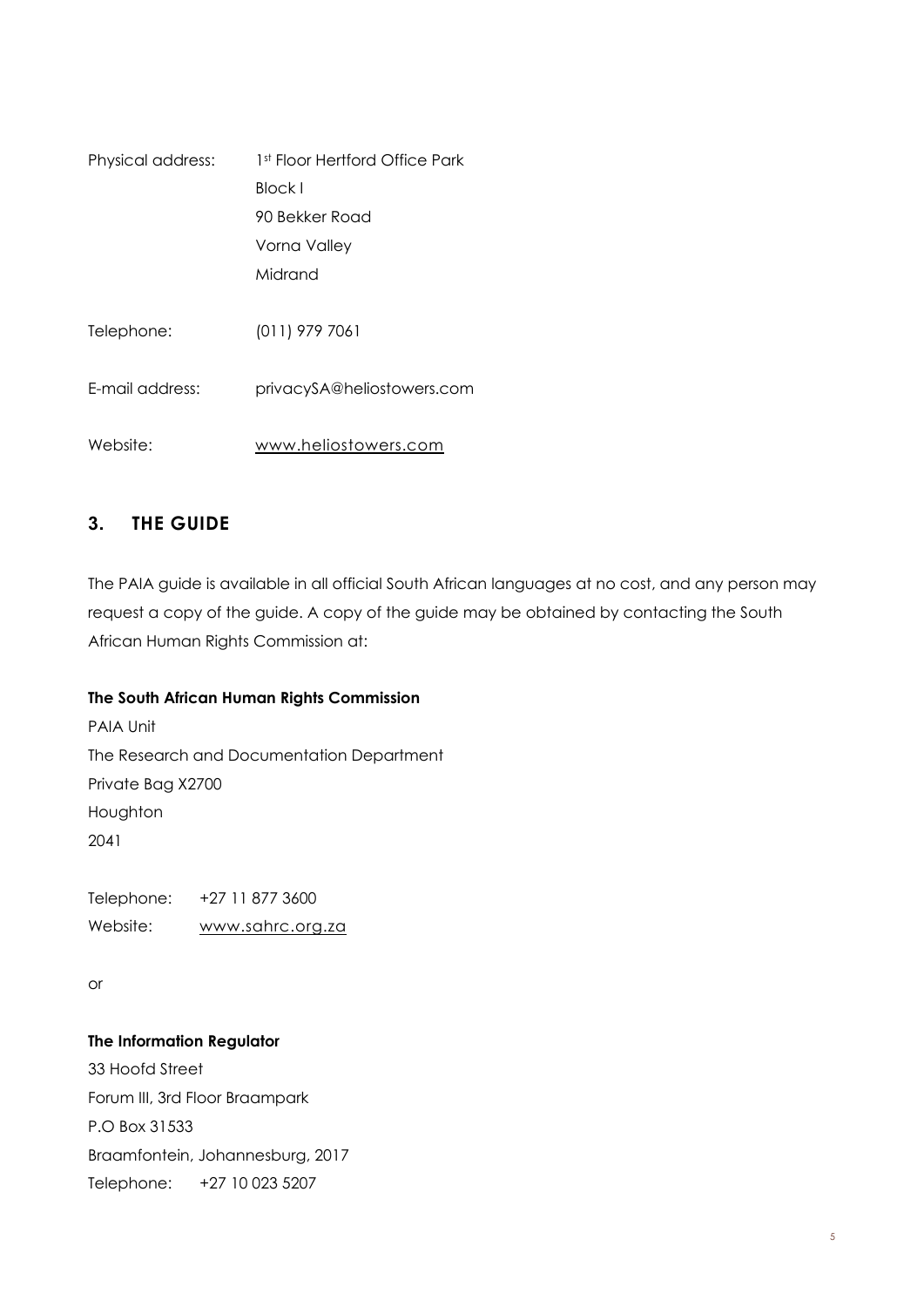Physical address: 1st Floor Hertford Office Park
Block I
90 Bekker Road
Vorna Valley
Midrand

Telephone: (011) 979 7061

E-mail address: privacySA@heliostowers.com

Website: www.heliostowers.com

## 3. THE GUIDE

The PAIA guide is available in all official South African languages at no cost, and any person may request a copy of the guide. A copy of the guide may be obtained by contacting the South African Human Rights Commission at:

**The South African Human Rights Commission**

PAIA Unit
The Research and Documentation Department
Private Bag X2700
Houghton
2041

Telephone: +27 11 877 3600
Website: www.sahrc.org.za

or

**The Information Regulator**

33 Hoofd Street
Forum III, 3rd Floor Braampark
P.O Box 31533
Braamfontein, Johannesburg, 2017
Telephone: +27 10 023 5207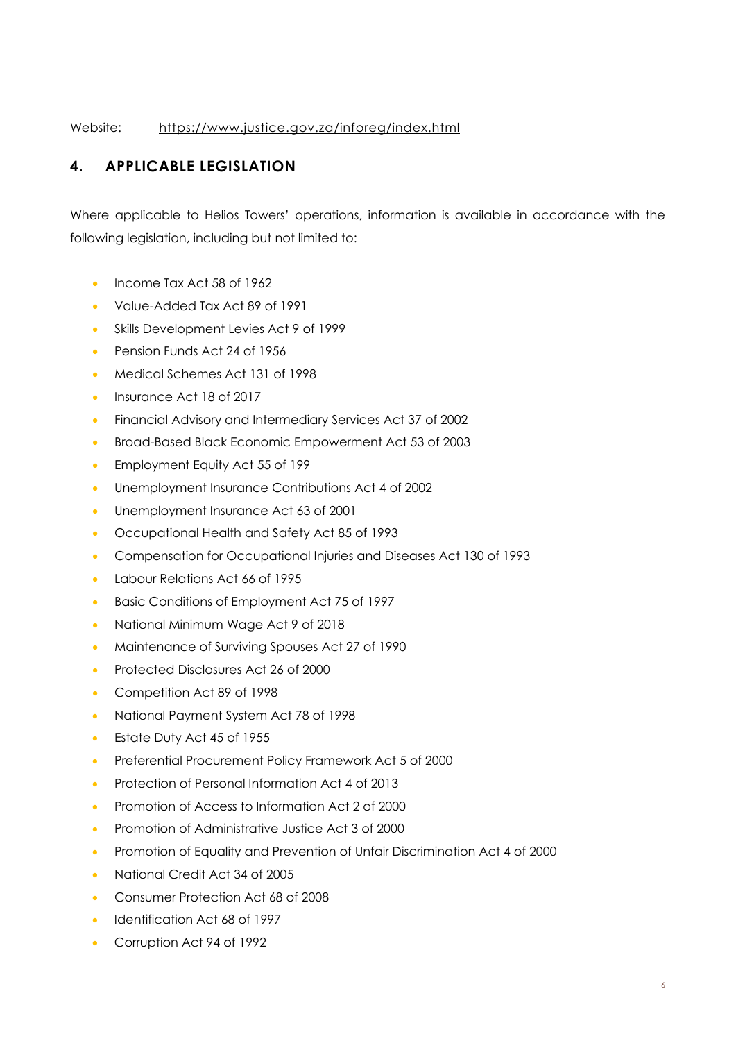Website: https://www.justice.gov.za/inforeg/index.html

## 4. APPLICABLE LEGISLATION

Where applicable to Helios Towers' operations, information is available in accordance with the following legislation, including but not limited to:

- Income Tax Act 58 of 1962
- Value-Added Tax Act 89 of 1991
- Skills Development Levies Act 9 of 1999
- Pension Funds Act 24 of 1956
- Medical Schemes Act 131 of 1998
- Insurance Act 18 of 2017
- Financial Advisory and Intermediary Services Act 37 of 2002
- Broad-Based Black Economic Empowerment Act 53 of 2003
- Employment Equity Act 55 of 199
- Unemployment Insurance Contributions Act 4 of 2002
- Unemployment Insurance Act 63 of 2001
- Occupational Health and Safety Act 85 of 1993
- Compensation for Occupational Injuries and Diseases Act 130 of 1993
- Labour Relations Act 66 of 1995
- Basic Conditions of Employment Act 75 of 1997
- National Minimum Wage Act 9 of 2018
- Maintenance of Surviving Spouses Act 27 of 1990
- Protected Disclosures Act 26 of 2000
- Competition Act 89 of 1998
- National Payment System Act 78 of 1998
- Estate Duty Act 45 of 1955
- Preferential Procurement Policy Framework Act 5 of 2000
- Protection of Personal Information Act 4 of 2013
- Promotion of Access to Information Act 2 of 2000
- Promotion of Administrative Justice Act 3 of 2000
- Promotion of Equality and Prevention of Unfair Discrimination Act 4 of 2000
- National Credit Act 34 of 2005
- Consumer Protection Act 68 of 2008
- Identification Act 68 of 1997
- Corruption Act 94 of 1992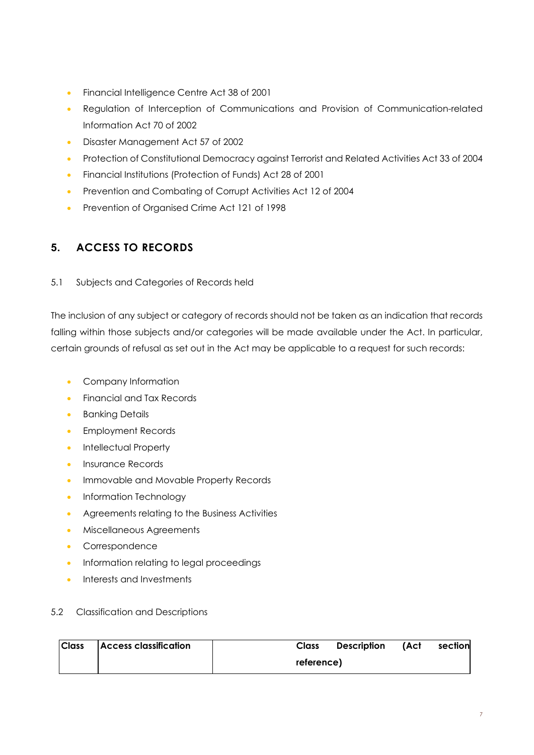- Financial Intelligence Centre Act 38 of 2001
- Regulation of Interception of Communications and Provision of Communication-related Information Act 70 of 2002
- Disaster Management Act 57 of 2002
- Protection of Constitutional Democracy against Terrorist and Related Activities Act 33 of 2004
- Financial Institutions (Protection of Funds) Act 28 of 2001
- Prevention and Combating of Corrupt Activities Act 12 of 2004
- Prevention of Organised Crime Act 121 of 1998

## 5. ACCESS TO RECORDS

5.1 Subjects and Categories of Records held

The inclusion of any subject or category of records should not be taken as an indication that records falling within those subjects and/or categories will be made available under the Act. In particular, certain grounds of refusal as set out in the Act may be applicable to a request for such records:

- Company Information
- Financial and Tax Records
- Banking Details
- Employment Records
- Intellectual Property
- Insurance Records
- Immovable and Movable Property Records
- Information Technology
- Agreements relating to the Business Activities
- Miscellaneous Agreements
- Correspondence
- Information relating to legal proceedings
- Interests and Investments

5.2 Classification and Descriptions

| Class | Access classification | Class Description (Act section reference) |
| --- | --- | --- |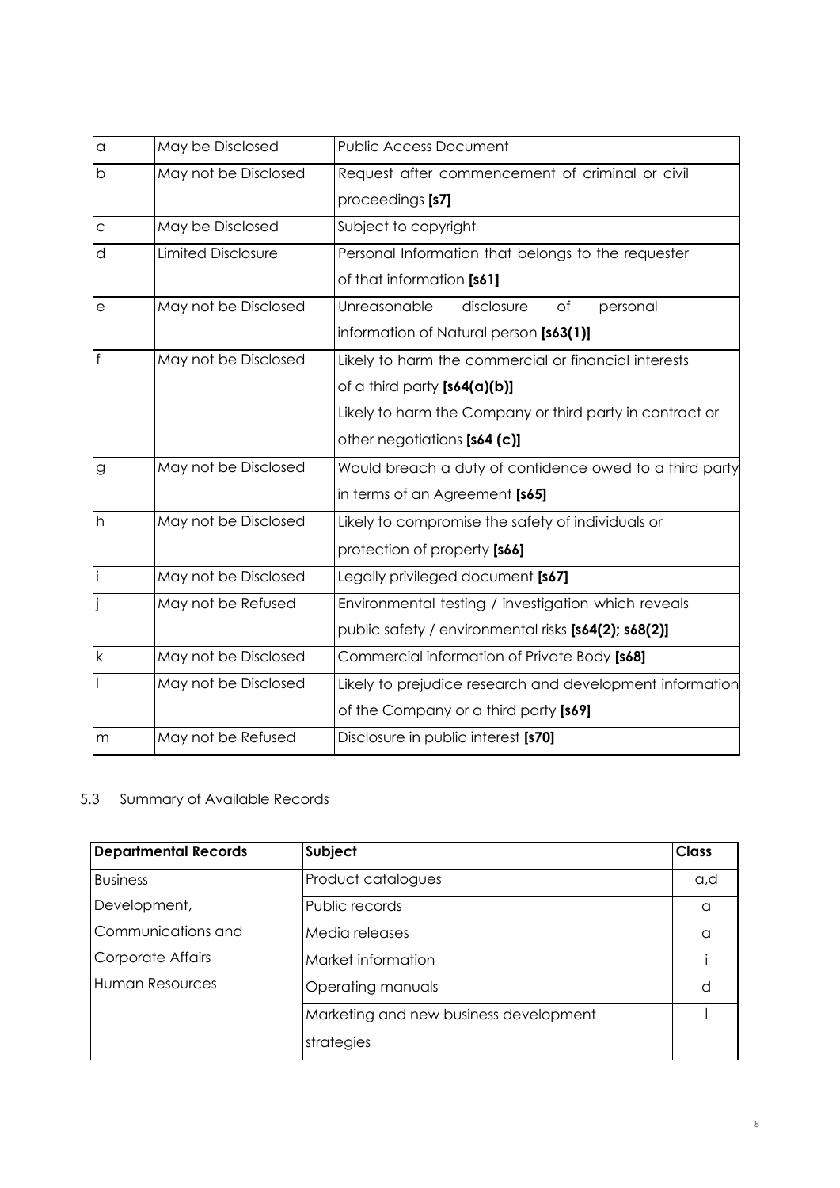| | | |
|---|---|---|
| a | May be Disclosed | Public Access Document |
| b | May not be Disclosed | Request after commencement of criminal or civil proceedings **[s7]** |
| c | May be Disclosed | Subject to copyright |
| d | Limited Disclosure | Personal Information that belongs to the requester of that information **[s61]** |
| e | May not be Disclosed | Unreasonable disclosure of personal information of Natural person **[s63(1)]** |
| f | May not be Disclosed | Likely to harm the commercial or financial interests of a third party **[s64(a)(b)]**<br>Likely to harm the Company or third party in contract or other negotiations **[s64 (c)]** |
| g | May not be Disclosed | Would breach a duty of confidence owed to a third party in terms of an Agreement **[s65]** |
| h | May not be Disclosed | Likely to compromise the safety of individuals or protection of property **[s66]** |
| i | May not be Disclosed | Legally privileged document **[s67]** |
| j | May not be Refused | Environmental testing / investigation which reveals public safety / environmental risks **[s64(2); s68(2)]** |
| k | May not be Disclosed | Commercial information of Private Body **[s68]** |
| l | May not be Disclosed | Likely to prejudice research and development information of the Company or a third party **[s69]** |
| m | May not be Refused | Disclosure in public interest **[s70]** |

5.3 Summary of Available Records

| **Departmental Records** | **Subject** | **Class** |
|---|---|---|
| Business Development, Communications and Corporate Affairs Human Resources | Product catalogues | a,d |
| | Public records | a |
| | Media releases | a |
| | Market information | i |
| | Operating manuals | d |
| | Marketing and new business development strategies | l |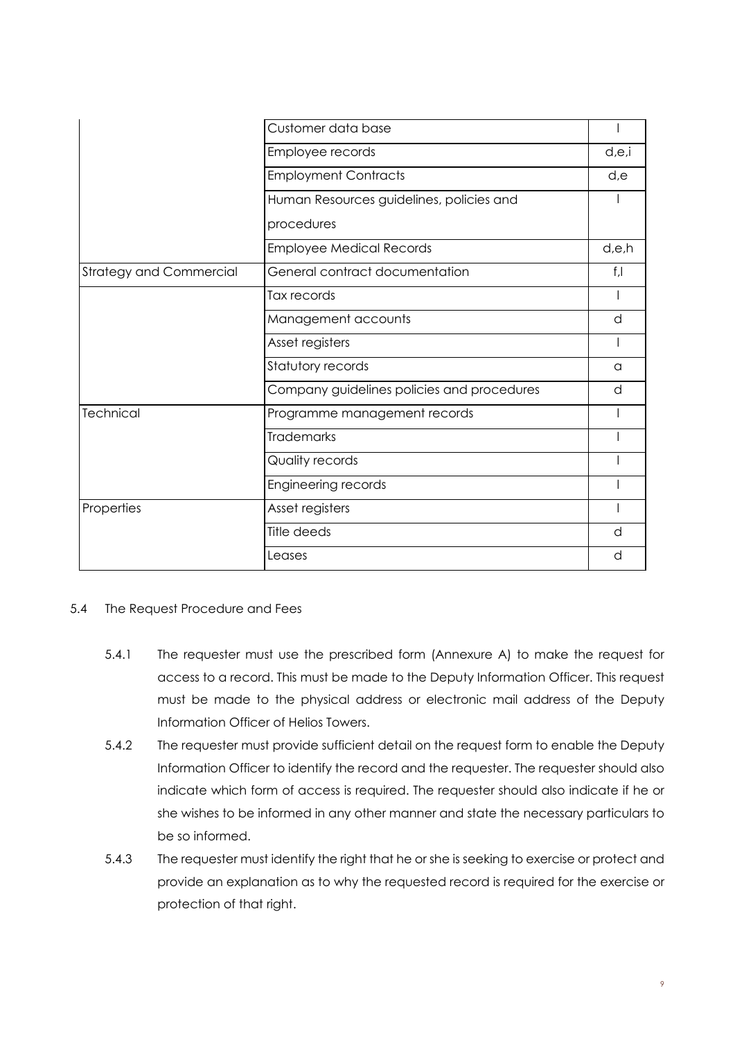| | | |
|---|---|---|
| | Customer data base | l |
| | Employee records | d,e,i |
| | Employment Contracts | d,e |
| | Human Resources guidelines, policies and procedures | l |
| | Employee Medical Records | d,e,h |
| Strategy and Commercial | General contract documentation | f,l |
| | Tax records | l |
| | Management accounts | d |
| | Asset registers | l |
| | Statutory records | a |
| | Company guidelines policies and procedures | d |
| Technical | Programme management records | l |
| | Trademarks | l |
| | Quality records | l |
| | Engineering records | l |
| Properties | Asset registers | l |
| | Title deeds | d |
| | Leases | d |

5.4 The Request Procedure and Fees

5.4.1 The requester must use the prescribed form (Annexure A) to make the request for access to a record. This must be made to the Deputy Information Officer. This request must be made to the physical address or electronic mail address of the Deputy Information Officer of Helios Towers.

5.4.2 The requester must provide sufficient detail on the request form to enable the Deputy Information Officer to identify the record and the requester. The requester should also indicate which form of access is required. The requester should also indicate if he or she wishes to be informed in any other manner and state the necessary particulars to be so informed.

5.4.3 The requester must identify the right that he or she is seeking to exercise or protect and provide an explanation as to why the requested record is required for the exercise or protection of that right.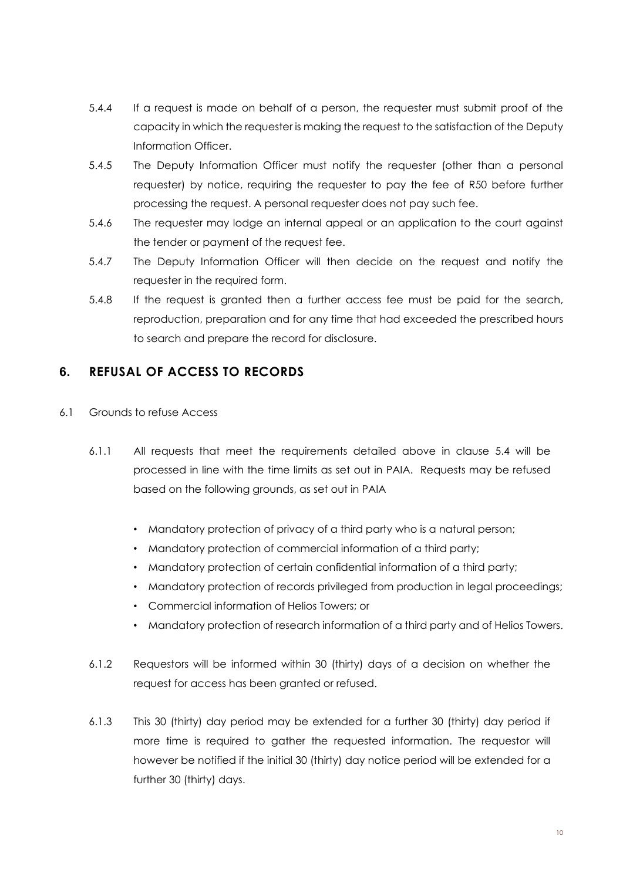5.4.4 If a request is made on behalf of a person, the requester must submit proof of the capacity in which the requester is making the request to the satisfaction of the Deputy Information Officer.

5.4.5 The Deputy Information Officer must notify the requester (other than a personal requester) by notice, requiring the requester to pay the fee of R50 before further processing the request. A personal requester does not pay such fee.

5.4.6 The requester may lodge an internal appeal or an application to the court against the tender or payment of the request fee.

5.4.7 The Deputy Information Officer will then decide on the request and notify the requester in the required form.

5.4.8 If the request is granted then a further access fee must be paid for the search, reproduction, preparation and for any time that had exceeded the prescribed hours to search and prepare the record for disclosure.

## 6. REFUSAL OF ACCESS TO RECORDS

6.1 Grounds to refuse Access

6.1.1 All requests that meet the requirements detailed above in clause 5.4 will be processed in line with the time limits as set out in PAIA. Requests may be refused based on the following grounds, as set out in PAIA

- Mandatory protection of privacy of a third party who is a natural person;
- Mandatory protection of commercial information of a third party;
- Mandatory protection of certain confidential information of a third party;
- Mandatory protection of records privileged from production in legal proceedings;
- Commercial information of Helios Towers; or
- Mandatory protection of research information of a third party and of Helios Towers.

6.1.2 Requestors will be informed within 30 (thirty) days of a decision on whether the request for access has been granted or refused.

6.1.3 This 30 (thirty) day period may be extended for a further 30 (thirty) day period if more time is required to gather the requested information. The requestor will however be notified if the initial 30 (thirty) day notice period will be extended for a further 30 (thirty) days.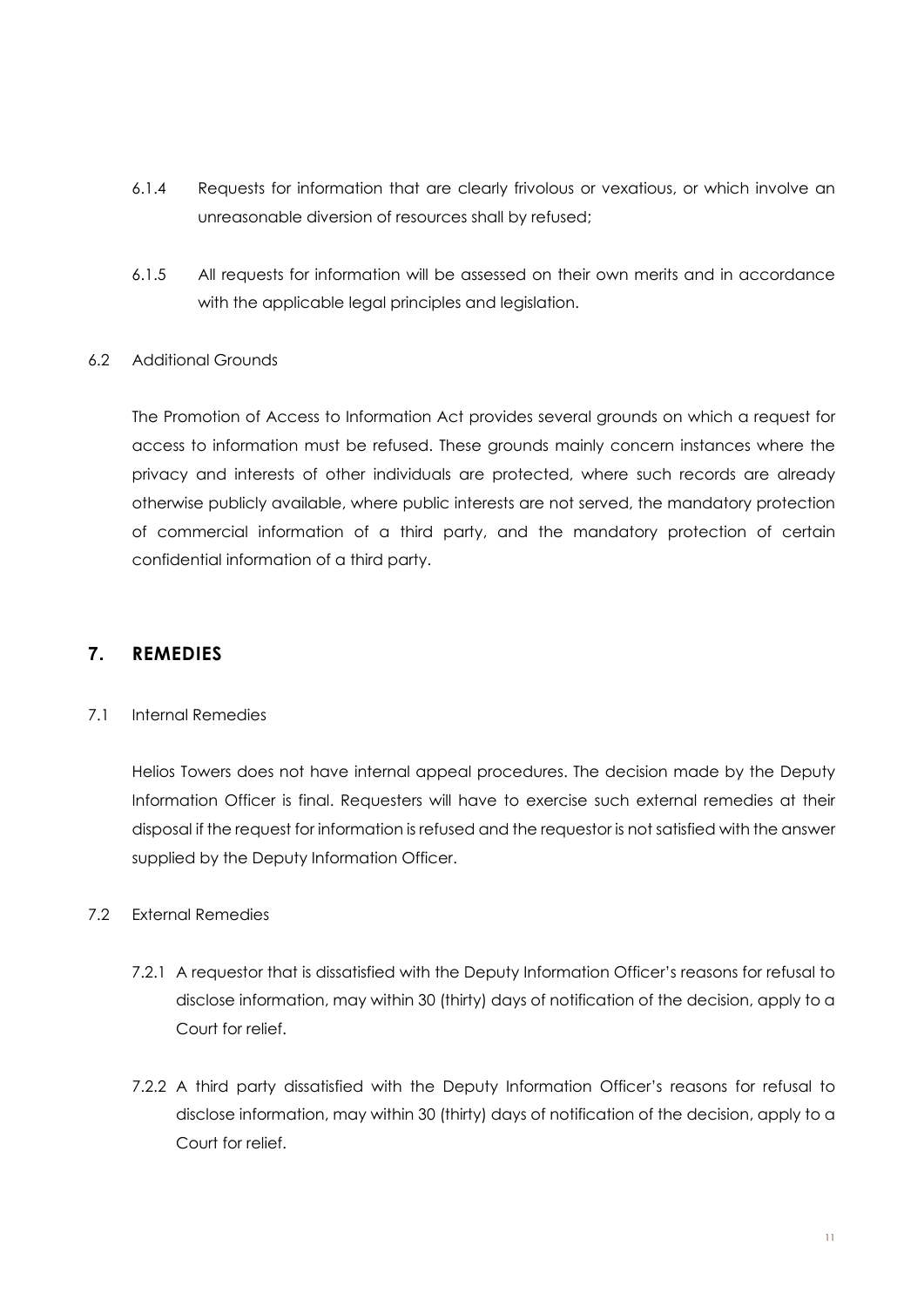6.1.4 Requests for information that are clearly frivolous or vexatious, or which involve an unreasonable diversion of resources shall by refused;

6.1.5 All requests for information will be assessed on their own merits and in accordance with the applicable legal principles and legislation.

6.2 Additional Grounds

The Promotion of Access to Information Act provides several grounds on which a request for access to information must be refused. These grounds mainly concern instances where the privacy and interests of other individuals are protected, where such records are already otherwise publicly available, where public interests are not served, the mandatory protection of commercial information of a third party, and the mandatory protection of certain confidential information of a third party.

## 7. REMEDIES

7.1 Internal Remedies

Helios Towers does not have internal appeal procedures. The decision made by the Deputy Information Officer is final. Requesters will have to exercise such external remedies at their disposal if the request for information is refused and the requestor is not satisfied with the answer supplied by the Deputy Information Officer.

7.2 External Remedies

7.2.1 A requestor that is dissatisfied with the Deputy Information Officer's reasons for refusal to disclose information, may within 30 (thirty) days of notification of the decision, apply to a Court for relief.

7.2.2 A third party dissatisfied with the Deputy Information Officer's reasons for refusal to disclose information, may within 30 (thirty) days of notification of the decision, apply to a Court for relief.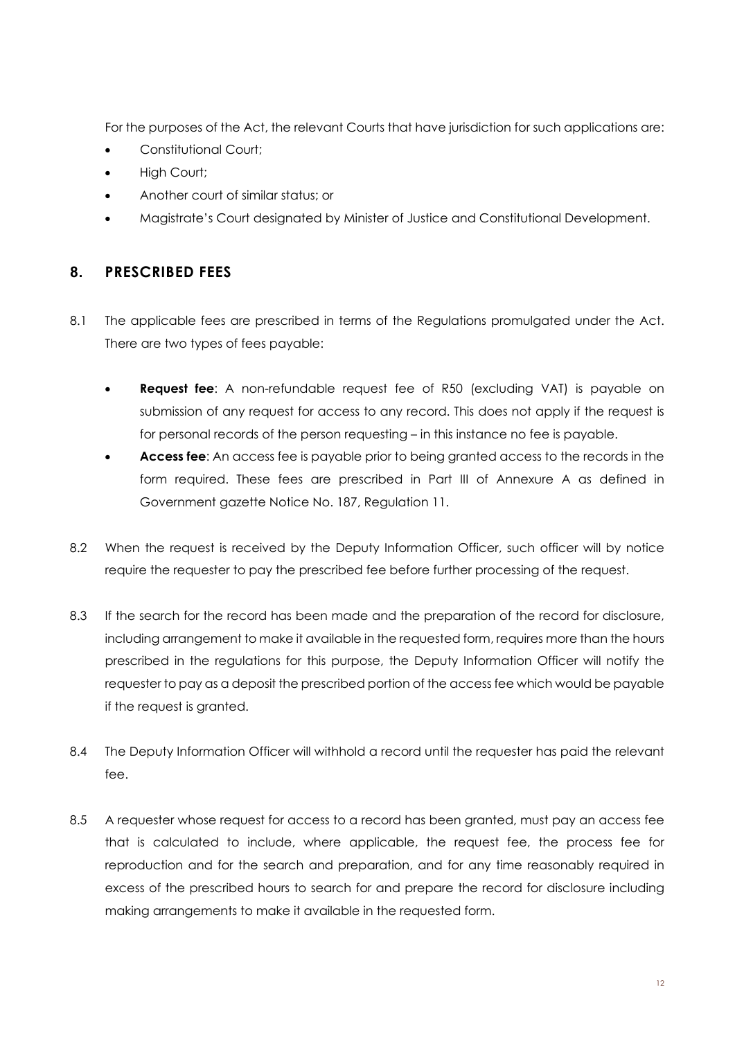For the purposes of the Act, the relevant Courts that have jurisdiction for such applications are:

- Constitutional Court;
- High Court;
- Another court of similar status; or
- Magistrate's Court designated by Minister of Justice and Constitutional Development.

## 8. PRESCRIBED FEES

8.1 The applicable fees are prescribed in terms of the Regulations promulgated under the Act. There are two types of fees payable:

- **Request fee**: A non-refundable request fee of R50 (excluding VAT) is payable on submission of any request for access to any record. This does not apply if the request is for personal records of the person requesting – in this instance no fee is payable.
- **Access fee**: An access fee is payable prior to being granted access to the records in the form required. These fees are prescribed in Part III of Annexure A as defined in Government gazette Notice No. 187, Regulation 11.

8.2 When the request is received by the Deputy Information Officer, such officer will by notice require the requester to pay the prescribed fee before further processing of the request.

8.3 If the search for the record has been made and the preparation of the record for disclosure, including arrangement to make it available in the requested form, requires more than the hours prescribed in the regulations for this purpose, the Deputy Information Officer will notify the requester to pay as a deposit the prescribed portion of the access fee which would be payable if the request is granted.

8.4 The Deputy Information Officer will withhold a record until the requester has paid the relevant fee.

8.5 A requester whose request for access to a record has been granted, must pay an access fee that is calculated to include, where applicable, the request fee, the process fee for reproduction and for the search and preparation, and for any time reasonably required in excess of the prescribed hours to search for and prepare the record for disclosure including making arrangements to make it available in the requested form.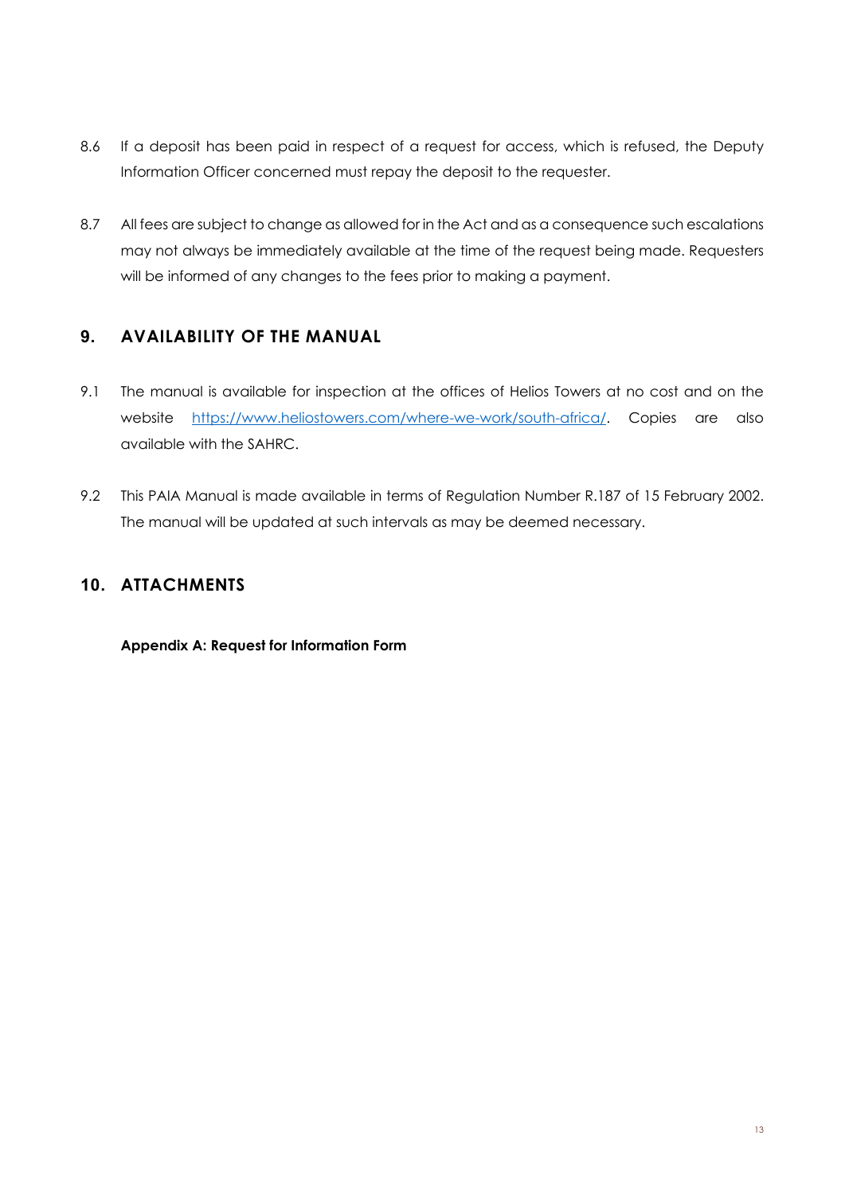8.6 If a deposit has been paid in respect of a request for access, which is refused, the Deputy Information Officer concerned must repay the deposit to the requester.

8.7 All fees are subject to change as allowed for in the Act and as a consequence such escalations may not always be immediately available at the time of the request being made. Requesters will be informed of any changes to the fees prior to making a payment.

## 9. AVAILABILITY OF THE MANUAL

9.1 The manual is available for inspection at the offices of Helios Towers at no cost and on the website [https://www.heliostowers.com/where-we-work/south-africa/](https://www.heliostowers.com/where-we-work/south-africa/). Copies are also available with the SAHRC.

9.2 This PAIA Manual is made available in terms of Regulation Number R.187 of 15 February 2002. The manual will be updated at such intervals as may be deemed necessary.

## 10. ATTACHMENTS

**Appendix A: Request for Information Form**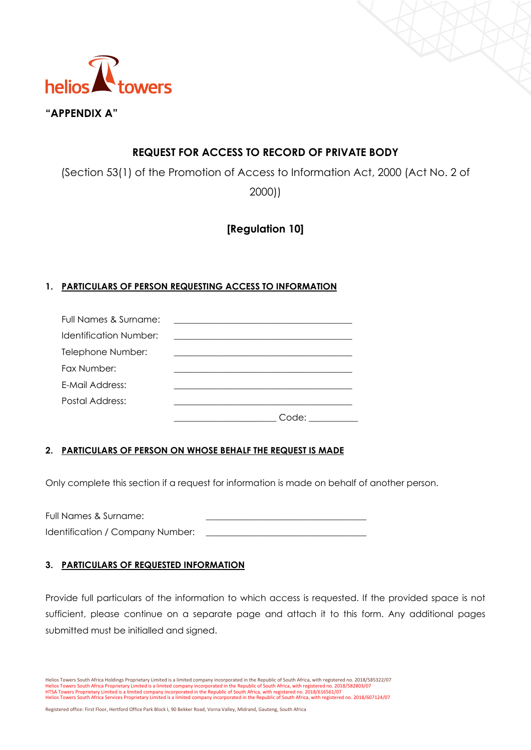**"APPENDIX A"**

## REQUEST FOR ACCESS TO RECORD OF PRIVATE BODY

(Section 53(1) of the Promotion of Access to Information Act, 2000 (Act No. 2 of 2000))

**[Regulation 10]**

### 1. PARTICULARS OF PERSON REQUESTING ACCESS TO INFORMATION

Full Names & Surname: ________________________________________

Identification Number: ________________________________________

Telephone Number: ________________________________________

Fax Number: ________________________________________

E-Mail Address: ________________________________________

Postal Address: ________________________________________

______________________ Code: ___________

### 2. PARTICULARS OF PERSON ON WHOSE BEHALF THE REQUEST IS MADE

Only complete this section if a request for information is made on behalf of another person.

Full Names & Surname: ___________________________________

Identification / Company Number: ___________________________________

### 3. PARTICULARS OF REQUESTED INFORMATION

Provide full particulars of the information to which access is requested. If the provided space is not sufficient, please continue on a separate page and attach it to this form. Any additional pages submitted must be initialled and signed.

Helios Towers South Africa Holdings Proprietary Limited is a limited company incorporated in the Republic of South Africa, with registered no. 2018/585322/07
Helios Towers South Africa Proprietary Limited is a limited company incorporated in the Republic of South Africa, with registered no. 2018/582803/07
HTSA Towers Proprietary Limited is a limited company incorporated in the Republic of South Africa, with registered no. 2018/616561/07
Helios Towers South Africa Services Proprietary Limited is a limited company incorporated in the Republic of South Africa, with registered no. 2018/607124/07

Registered office: First Floor, Hertford Office Park Block I, 90 Bekker Road, Vorna Valley, Midrand, Gauteng, South Africa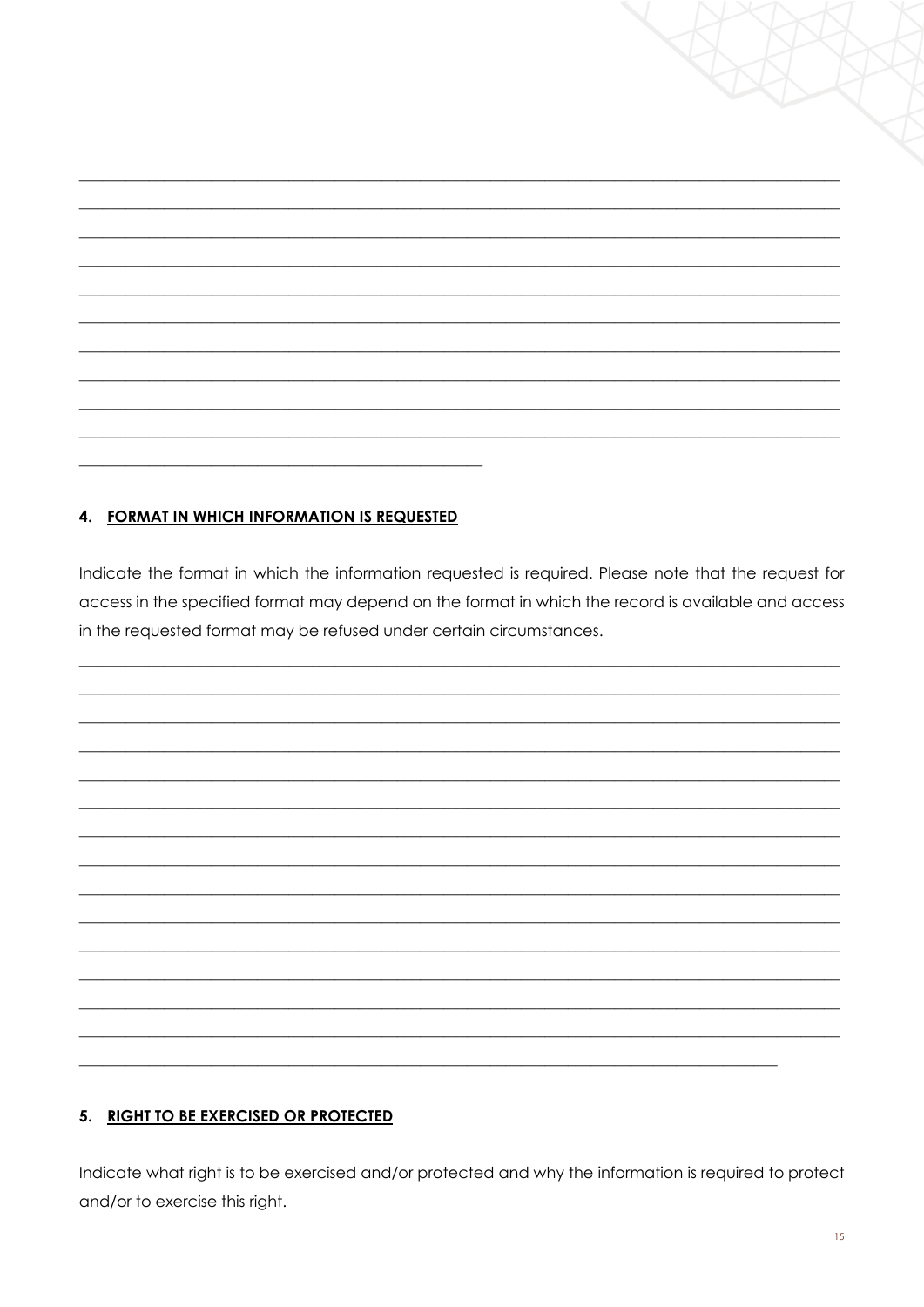## 4. FORMAT IN WHICH INFORMATION IS REQUESTED

Indicate the format in which the information requested is required. Please note that the request for access in the specified format may depend on the format in which the record is available and access in the requested format may be refused under certain circumstances.

## 5. RIGHT TO BE EXERCISED OR PROTECTED

Indicate what right is to be exercised and/or protected and why the information is required to protect and/or to exercise this right.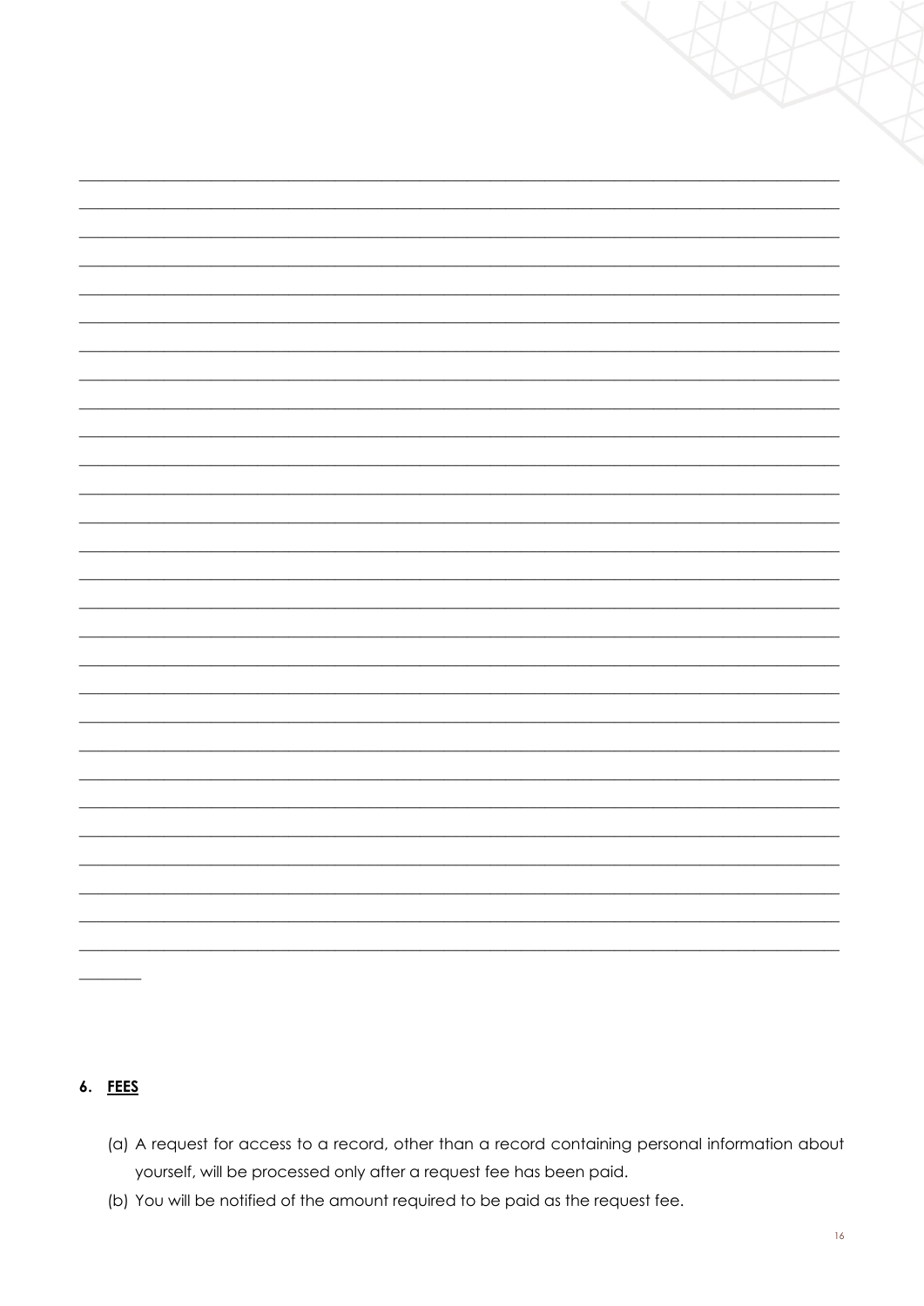## 6. **FEES**

(a) A request for access to a record, other than a record containing personal information about yourself, will be processed only after a request fee has been paid.

(b) You will be notified of the amount required to be paid as the request fee.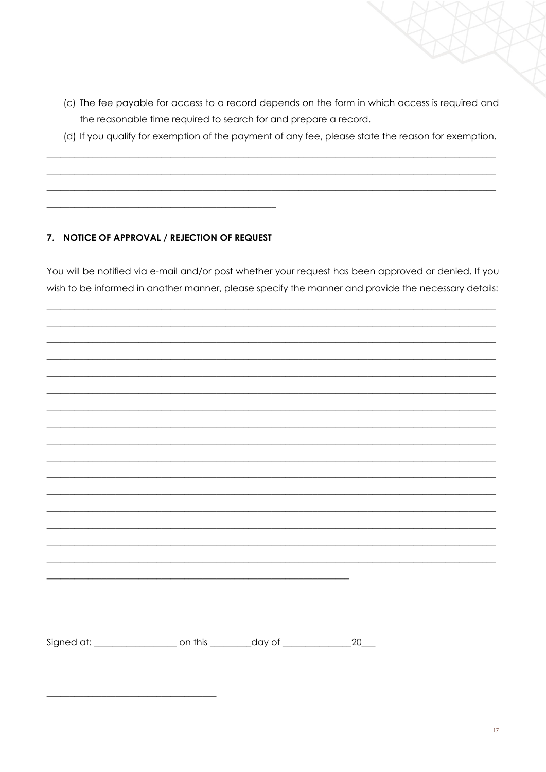(c) The fee payable for access to a record depends on the form in which access is required and the reasonable time required to search for and prepare a record.

(d) If you qualify for exemption of the payment of any fee, please state the reason for exemption.

\_\_\_\_\_\_\_\_\_\_\_\_\_\_\_\_\_\_\_\_\_\_\_\_\_\_\_\_\_\_\_\_\_\_\_\_\_\_\_\_\_\_\_\_\_\_\_\_\_\_\_\_\_\_\_\_\_\_\_\_\_\_\_\_\_\_\_\_\_\_\_\_\_\_\_\_\_\_\_\_\_\_\_\_\_\_\_\_\_\_\_\_\_\_\_\_\_\_

\_\_\_\_\_\_\_\_\_\_\_\_\_\_\_\_\_\_\_\_\_\_\_\_\_\_\_\_\_\_\_\_\_\_\_\_\_\_\_\_\_\_\_\_\_\_\_\_\_\_\_\_\_\_\_\_\_\_\_\_\_\_\_\_\_\_\_\_\_\_\_\_\_\_\_\_\_\_\_\_\_\_\_\_\_\_\_\_\_\_\_\_\_\_\_\_\_\_

\_\_\_\_\_\_\_\_\_\_\_\_\_\_\_\_\_\_\_\_\_\_\_\_\_\_\_\_\_\_\_\_\_\_\_\_\_\_\_\_\_\_\_\_\_\_\_\_\_\_\_\_\_\_\_\_\_\_\_\_\_\_\_\_\_\_\_\_\_\_\_\_\_\_\_\_\_\_\_\_\_\_\_\_\_\_\_\_\_\_\_\_\_\_\_\_\_\_

\_\_\_\_\_\_\_\_\_\_\_\_\_\_\_\_\_\_\_\_\_\_\_\_\_\_\_\_\_\_\_\_\_\_\_\_\_\_\_\_\_\_\_\_\_\_\_\_

## 7. <u>NOTICE OF APPROVAL / REJECTION OF REQUEST</u>

You will be notified via e-mail and/or post whether your request has been approved or denied. If you wish to be informed in another manner, please specify the manner and provide the necessary details:

\_\_\_\_\_\_\_\_\_\_\_\_\_\_\_\_\_\_\_\_\_\_\_\_\_\_\_\_\_\_\_\_\_\_\_\_\_\_\_\_\_\_\_\_\_\_\_\_\_\_\_\_\_\_\_\_\_\_\_\_\_\_\_\_\_\_\_\_\_\_\_\_\_\_\_\_\_\_\_\_\_\_\_\_\_\_\_\_\_\_\_\_\_\_\_\_\_\_

\_\_\_\_\_\_\_\_\_\_\_\_\_\_\_\_\_\_\_\_\_\_\_\_\_\_\_\_\_\_\_\_\_\_\_\_\_\_\_\_\_\_\_\_\_\_\_\_\_\_\_\_\_\_\_\_\_\_\_\_\_\_\_\_\_\_\_\_\_\_\_\_\_\_\_\_\_\_\_\_\_\_\_\_\_\_\_\_\_\_\_\_\_\_\_\_\_\_

\_\_\_\_\_\_\_\_\_\_\_\_\_\_\_\_\_\_\_\_\_\_\_\_\_\_\_\_\_\_\_\_\_\_\_\_\_\_\_\_\_\_\_\_\_\_\_\_\_\_\_\_\_\_\_\_\_\_\_\_\_\_\_\_\_\_\_\_\_\_\_\_\_\_\_\_\_\_\_\_\_\_\_\_\_\_\_\_\_\_\_\_\_\_\_\_\_\_

\_\_\_\_\_\_\_\_\_\_\_\_\_\_\_\_\_\_\_\_\_\_\_\_\_\_\_\_\_\_\_\_\_\_\_\_\_\_\_\_\_\_\_\_\_\_\_\_\_\_\_\_\_\_\_\_\_\_\_\_\_\_\_\_\_\_\_\_\_\_\_\_\_\_\_\_\_\_\_\_\_\_\_\_\_\_\_\_\_\_\_\_\_\_\_\_\_\_

\_\_\_\_\_\_\_\_\_\_\_\_\_\_\_\_\_\_\_\_\_\_\_\_\_\_\_\_\_\_\_\_\_\_\_\_\_\_\_\_\_\_\_\_\_\_\_\_\_\_\_\_\_\_\_\_\_\_\_\_\_\_\_\_\_\_\_\_\_\_\_\_\_\_\_\_\_\_\_\_\_\_\_\_\_\_\_\_\_\_\_\_\_\_\_\_\_\_

\_\_\_\_\_\_\_\_\_\_\_\_\_\_\_\_\_\_\_\_\_\_\_\_\_\_\_\_\_\_\_\_\_\_\_\_\_\_\_\_\_\_\_\_\_\_\_\_\_\_\_\_\_\_\_\_\_\_\_\_\_\_\_\_\_\_\_\_\_\_\_\_\_\_\_\_\_\_\_\_\_\_\_\_\_\_\_\_\_\_\_\_\_\_\_\_\_\_

\_\_\_\_\_\_\_\_\_\_\_\_\_\_\_\_\_\_\_\_\_\_\_\_\_\_\_\_\_\_\_\_\_\_\_\_\_\_\_\_\_\_\_\_\_\_\_\_\_\_\_\_\_\_\_\_\_\_\_\_\_\_\_\_\_\_\_\_\_\_\_\_\_\_\_\_\_\_\_\_\_\_\_\_\_\_\_\_\_\_\_\_\_\_\_\_\_\_

\_\_\_\_\_\_\_\_\_\_\_\_\_\_\_\_\_\_\_\_\_\_\_\_\_\_\_\_\_\_\_\_\_\_\_\_\_\_\_\_\_\_\_\_\_\_\_\_\_\_\_\_\_\_\_\_\_\_\_\_\_\_\_\_\_\_\_\_\_\_\_\_\_\_\_\_\_\_\_\_\_\_\_\_\_\_\_\_\_\_\_\_\_\_\_\_\_\_

\_\_\_\_\_\_\_\_\_\_\_\_\_\_\_\_\_\_\_\_\_\_\_\_\_\_\_\_\_\_\_\_\_\_\_\_\_\_\_\_\_\_\_\_\_\_\_\_\_\_\_\_\_\_\_\_\_\_\_\_\_\_\_\_\_\_\_\_\_\_\_\_\_\_\_\_\_\_\_\_\_\_\_\_\_\_\_\_\_\_\_\_\_\_\_\_\_\_

\_\_\_\_\_\_\_\_\_\_\_\_\_\_\_\_\_\_\_\_\_\_\_\_\_\_\_\_\_\_\_\_\_\_\_\_\_\_\_\_\_\_\_\_\_\_\_\_\_\_\_\_\_\_\_\_\_\_\_\_\_\_\_\_\_\_\_\_\_\_\_\_\_\_\_\_\_\_\_\_\_\_\_\_\_\_\_\_\_\_\_\_\_\_\_\_\_\_

\_\_\_\_\_\_\_\_\_\_\_\_\_\_\_\_\_\_\_\_\_\_\_\_\_\_\_\_\_\_\_\_\_\_\_\_\_\_\_\_\_\_\_\_\_\_\_\_\_\_\_\_\_\_\_\_\_\_\_\_\_\_\_\_\_\_\_\_\_\_\_\_\_\_\_\_\_\_\_\_\_\_\_\_\_\_\_\_\_\_\_\_\_\_\_\_\_\_

\_\_\_\_\_\_\_\_\_\_\_\_\_\_\_\_\_\_\_\_\_\_\_\_\_\_\_\_\_\_\_\_\_\_\_\_\_\_\_\_\_\_\_\_\_\_\_\_\_\_\_\_\_\_\_\_\_\_\_\_\_\_\_\_\_\_\_\_\_\_\_\_\_\_\_\_\_\_\_\_\_\_\_\_\_\_\_\_\_\_\_\_\_\_\_\_\_\_

\_\_\_\_\_\_\_\_\_\_\_\_\_\_\_\_\_\_\_\_\_\_\_\_\_\_\_\_\_\_\_\_\_\_\_\_\_\_\_\_\_\_\_\_\_\_\_\_\_\_\_\_\_\_\_\_\_\_\_\_\_\_\_\_\_\_\_\_\_\_\_\_\_\_\_\_\_\_\_\_\_\_\_\_\_\_\_\_\_\_\_\_\_\_\_\_\_\_

\_\_\_\_\_\_\_\_\_\_\_\_\_\_\_\_\_\_\_\_\_\_\_\_\_\_\_\_\_\_\_\_\_\_\_\_\_\_\_\_\_\_\_\_\_\_\_\_\_\_\_\_\_\_\_\_\_\_\_\_\_\_\_\_\_\_\_\_\_\_\_\_\_\_\_\_\_\_\_\_\_\_\_\_\_\_\_\_\_\_\_\_\_\_\_\_\_\_

\_\_\_\_\_\_\_\_\_\_\_\_\_\_\_\_\_\_\_\_\_\_\_\_\_\_\_\_\_\_\_\_\_\_\_\_\_\_\_\_\_\_\_\_\_\_\_\_\_\_\_\_\_\_\_\_\_\_\_\_\_\_\_\_\_\_\_\_\_\_\_\_\_\_\_\_\_\_\_\_\_\_\_\_\_\_\_\_\_\_\_\_\_\_\_\_\_\_

\_\_\_\_\_\_\_\_\_\_\_\_\_\_\_\_\_\_\_\_\_\_\_\_\_\_\_\_\_\_\_\_\_\_\_\_\_\_\_\_\_\_\_\_\_\_\_\_\_\_\_\_\_\_\_\_\_\_\_\_\_\_\_\_\_\_\_\_\_\_\_\_\_\_\_\_\_\_\_\_\_\_\_\_\_\_\_\_\_\_\_\_\_\_\_\_\_\_

\_\_\_\_\_\_\_\_\_\_\_\_\_\_\_\_\_\_\_\_\_\_\_\_\_\_\_\_\_\_\_\_\_\_\_\_\_\_\_\_\_\_\_\_\_\_\_\_\_\_\_\_\_\_\_\_\_\_\_\_\_\_\_\_\_\_

Signed at: \_\_\_\_\_\_\_\_\_\_\_\_\_\_\_\_\_\_ on this \_\_\_\_\_\_\_\_\_day of \_\_\_\_\_\_\_\_\_\_\_\_\_\_\_20\_\_\_

\_\_\_\_\_\_\_\_\_\_\_\_\_\_\_\_\_\_\_\_\_\_\_\_\_\_\_\_\_\_\_\_\_\_\_\_\_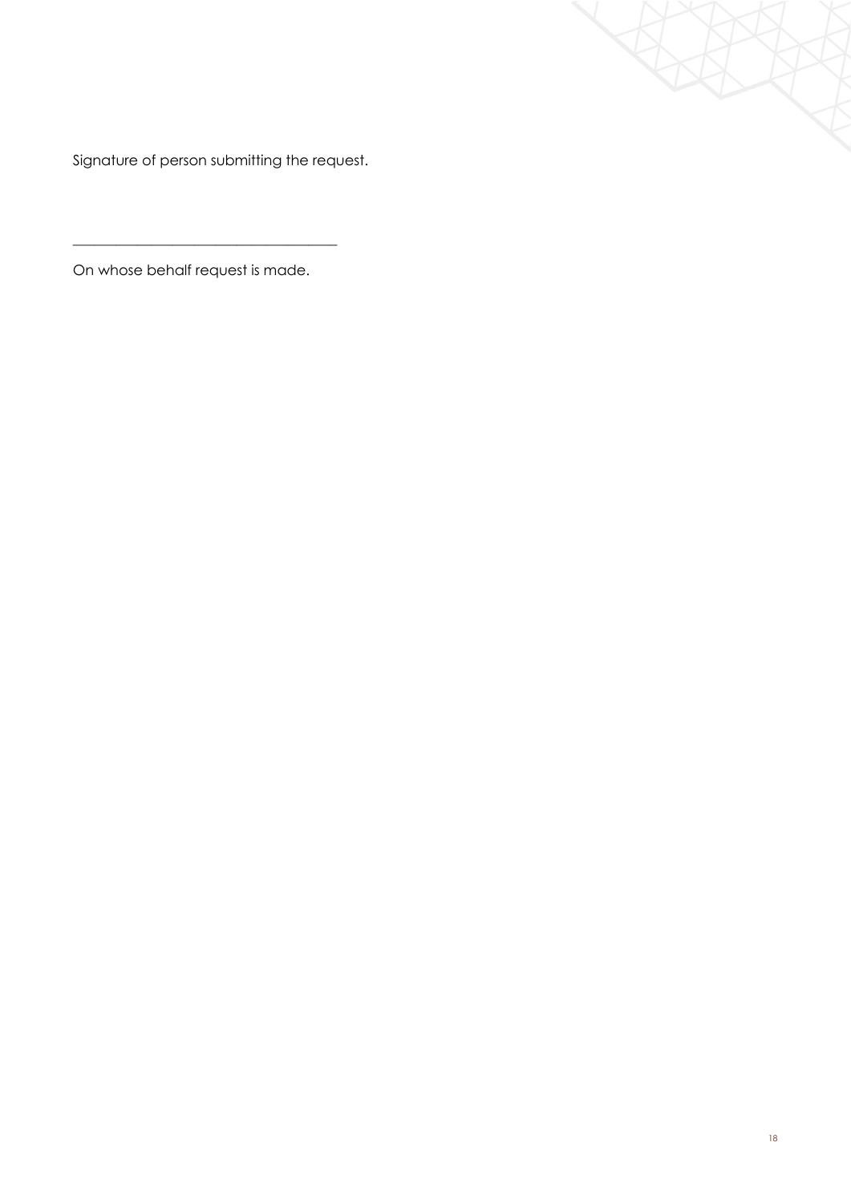Signature of person submitting the request.

\_\_\_\_\_\_\_\_\_\_\_\_\_\_\_\_\_\_\_\_\_\_\_\_\_\_\_\_\_\_\_\_\_\_\_\_\_\_

On whose behalf request is made.